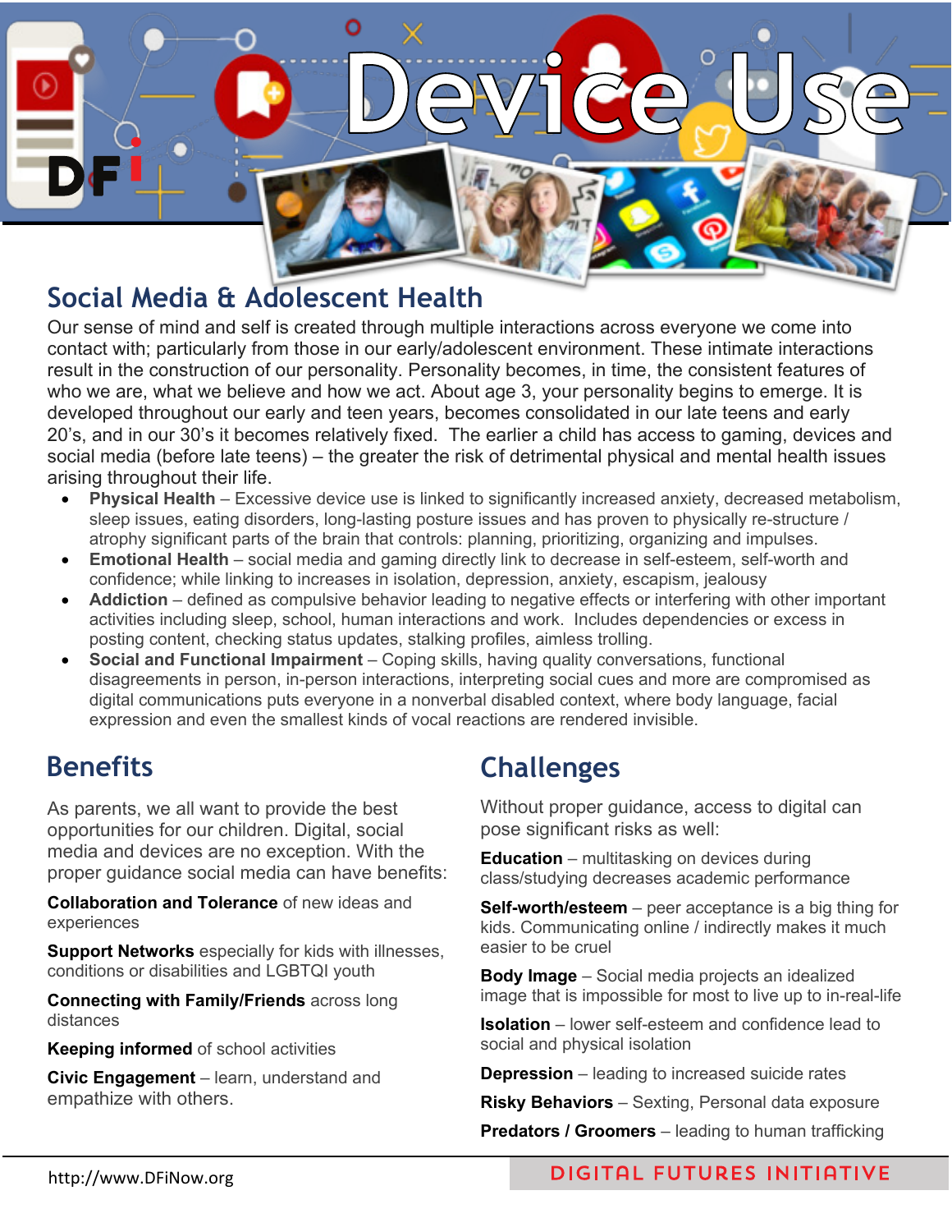# Device Use

## Social Media & Adolescent Health

Our sense of mind and self is created through multiple interactions across everyone we come into contact with; particularly from those in our early/adolescent environment. These intimate interactions result in the construction of our personality. Personality becomes, in time, the consistent features of who we are, what we believe and how we act. About age 3, your personality begins to emerge. It is developed throughout our early and teen years, becomes consolidated in our late teens and early 20's, and in our 30's it becomes relatively fixed. The earlier a child has access to gaming, devices and social media (before late teens) – the greater the risk of detrimental physical and mental health issues arising throughout their life.

- **Physical Health** – Excessive device use is linked to significantly increased anxiety, decreased metabolism, sleep issues, eating disorders, long-lasting posture issues and has proven to physically re-structure / atrophy significant parts of the brain that controls: planning, prioritizing, organizing and impulses.
- **Emotional Health** – social media and gaming directly link to decrease in self-esteem, self-worth and confidence; while linking to increases in isolation, depression, anxiety, escapism, jealousy
- **Addiction** – defined as compulsive behavior leading to negative effects or interfering with other important activities including sleep, school, human interactions and work. Includes dependencies or excess in posting content, checking status updates, stalking profiles, aimless trolling.
- **Social and Functional Impairment** – Coping skills, having quality conversations, functional disagreements in person, in-person interactions, interpreting social cues and more are compromised as digital communications puts everyone in a nonverbal disabled context, where body language, facial expression and even the smallest kinds of vocal reactions are rendered invisible.

## Benefits

As parents, we all want to provide the best opportunities for our children. Digital, social media and devices are no exception. With the proper guidance social media can have benefits:

**Collaboration and Tolerance** of new ideas and experiences

**Support Networks** especially for kids with illnesses, conditions or disabilities and LGBTQI youth

**Connecting with Family/Friends** across long distances

**Keeping informed** of school activities

**Civic Engagement** – learn, understand and empathize with others.

## Challenges

Without proper guidance, access to digital can pose significant risks as well:

**Education** – multitasking on devices during class/studying decreases academic performance

**Self-worth/esteem** – peer acceptance is a big thing for kids. Communicating online / indirectly makes it much easier to be cruel

**Body Image** – Social media projects an idealized image that is impossible for most to live up to in-real-life

**Isolation** – lower self-esteem and confidence lead to social and physical isolation

**Depression** – leading to increased suicide rates

**Risky Behaviors** – Sexting, Personal data exposure

**Predators / Groomers** – leading to human trafficking

http://www.DFiNow.org

DIGITAL FUTURES INITIATIVE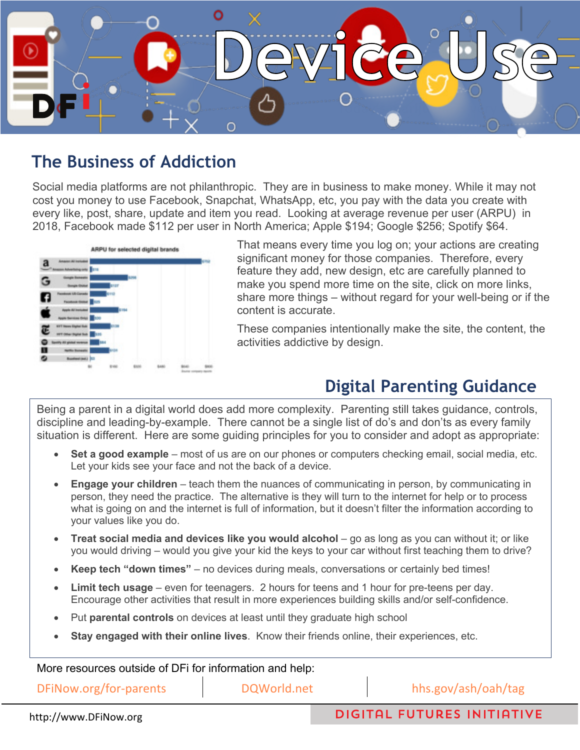# Device Use

## The Business of Addiction

Social media platforms are not philanthropic. They are in business to make money. While it may not cost you money to use Facebook, Snapchat, WhatsApp, etc, you pay with the data you create with every like, post, share, update and item you read. Looking at average revenue per user (ARPU) in 2018, Facebook made $112 per user in North America; Apple $194; Google $256; Spotify $64.

ARPU for selected digital brands

That means every time you log on; your actions are creating significant money for those companies. Therefore, every feature they add, new design, etc are carefully planned to make you spend more time on the site, click on more links, share more things – without regard for your well-being or if the content is accurate.

These companies intentionally make the site, the content, the activities addictive by design.

## Digital Parenting Guidance

Being a parent in a digital world does add more complexity. Parenting still takes guidance, controls, discipline and leading-by-example. There cannot be a single list of do's and don'ts as every family situation is different. Here are some guiding principles for you to consider and adopt as appropriate:

- **Set a good example** – most of us are on our phones or computers checking email, social media, etc. Let your kids see your face and not the back of a device.
- **Engage your children** – teach them the nuances of communicating in person, by communicating in person, they need the practice. The alternative is they will turn to the internet for help or to process what is going on and the internet is full of information, but it doesn't filter the information according to your values like you do.
- **Treat social media and devices like you would alcohol** – go as long as you can without it; or like you would driving – would you give your kid the keys to your car without first teaching them to drive?
- **Keep tech "down times"** – no devices during meals, conversations or certainly bed times!
- **Limit tech usage** – even for teenagers. 2 hours for teens and 1 hour for pre-teens per day. Encourage other activities that result in more experiences building skills and/or self-confidence.
- Put **parental controls** on devices at least until they graduate high school
- **Stay engaged with their online lives**. Know their friends online, their experiences, etc.

More resources outside of DFi for information and help:

DFiNow.org/for-parents | DQWorld.net | hhs.gov/ash/oah/tag

http://www.DFiNow.org

DIGITAL FUTURES INITIATIVE